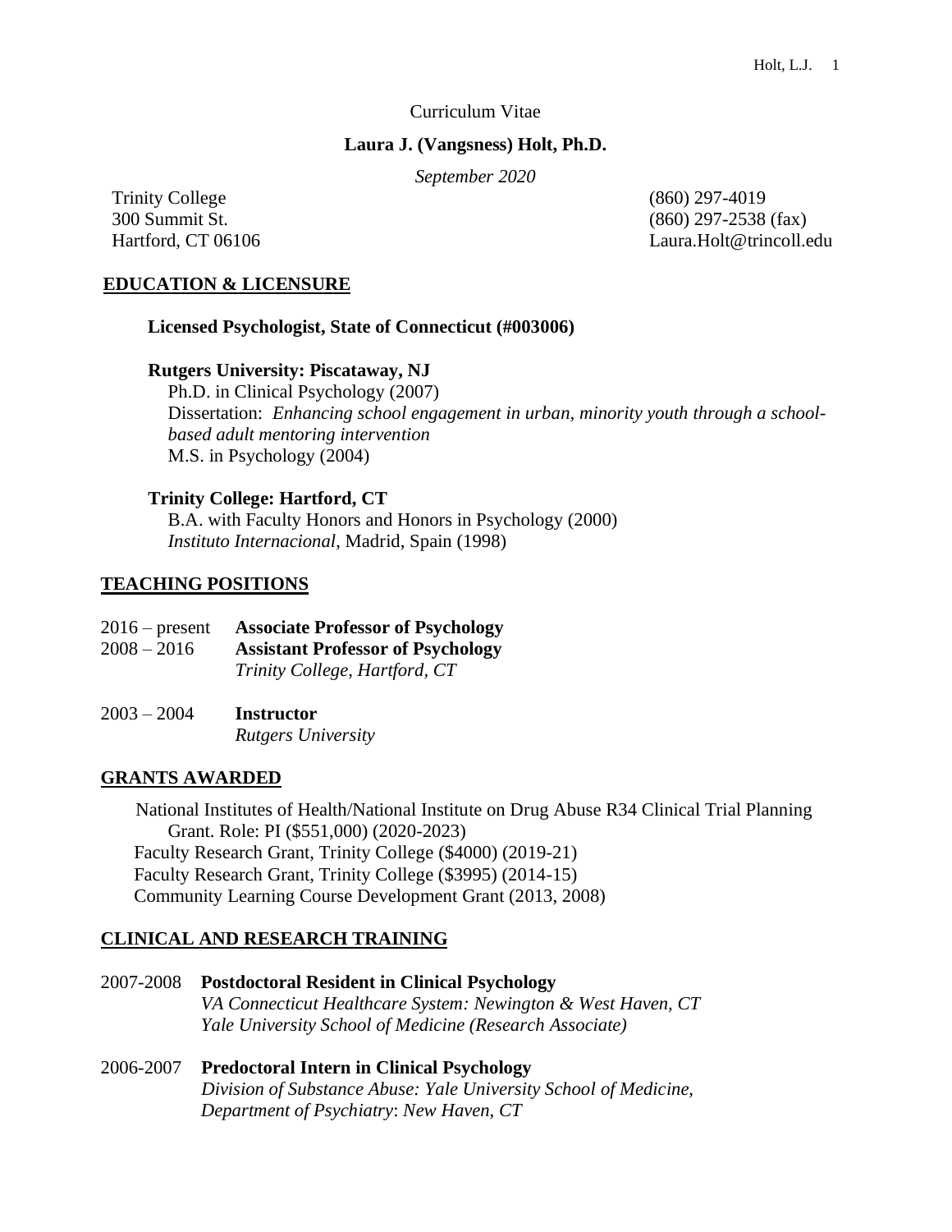Curriculum Vitae

**Laura J. (Vangsness) Holt, Ph.D.**

*September 2020*

Trinity College
300 Summit St.
Hartford, CT 06106

(860) 297-4019
(860) 297-2538 (fax)
Laura.Holt@trincoll.edu

## EDUCATION & LICENSURE

**Licensed Psychologist, State of Connecticut (#003006)**

**Rutgers University: Piscataway, NJ**
Ph.D. in Clinical Psychology (2007)
Dissertation: *Enhancing school engagement in urban, minority youth through a school-based adult mentoring intervention*
M.S. in Psychology (2004)

**Trinity College: Hartford, CT**
B.A. with Faculty Honors and Honors in Psychology (2000)
*Instituto Internacional*, Madrid, Spain (1998)

## TEACHING POSITIONS

2016 – present **Associate Professor of Psychology**
2008 – 2016 **Assistant Professor of Psychology**
*Trinity College, Hartford, CT*

2003 – 2004 **Instructor**
*Rutgers University*

## GRANTS AWARDED

National Institutes of Health/National Institute on Drug Abuse R34 Clinical Trial Planning Grant. Role: PI ($551,000) (2020-2023)
Faculty Research Grant, Trinity College ($4000) (2019-21)
Faculty Research Grant, Trinity College ($3995) (2014-15)
Community Learning Course Development Grant (2013, 2008)

## CLINICAL AND RESEARCH TRAINING

2007-2008 **Postdoctoral Resident in Clinical Psychology**
*VA Connecticut Healthcare System: Newington & West Haven, CT*
*Yale University School of Medicine (Research Associate)*

2006-2007 **Predoctoral Intern in Clinical Psychology**
*Division of Substance Abuse: Yale University School of Medicine, Department of Psychiatry: New Haven, CT*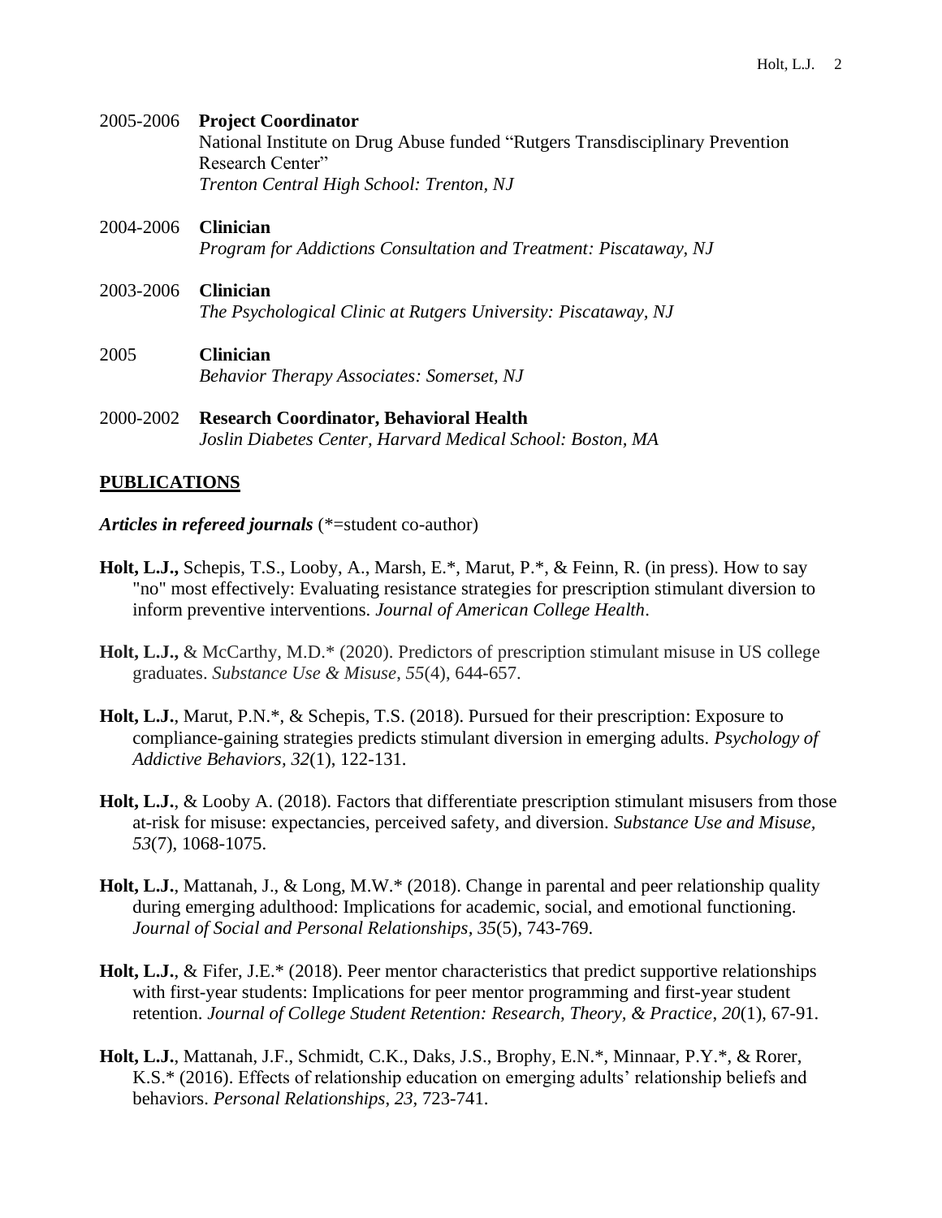2005-2006 **Project Coordinator**
National Institute on Drug Abuse funded "Rutgers Transdisciplinary Prevention Research Center"
*Trenton Central High School: Trenton, NJ*

2004-2006 **Clinician**
*Program for Addictions Consultation and Treatment: Piscataway, NJ*

2003-2006 **Clinician**
*The Psychological Clinic at Rutgers University: Piscataway, NJ*

2005 **Clinician**
*Behavior Therapy Associates: Somerset, NJ*

2000-2002 **Research Coordinator, Behavioral Health**
*Joslin Diabetes Center, Harvard Medical School: Boston, MA*

## PUBLICATIONS

***Articles in refereed journals*** (*=student co-author)

**Holt, L.J.,** Schepis, T.S., Looby, A., Marsh, E.*, Marut, P.*, & Feinn, R. (in press). How to say "no" most effectively: Evaluating resistance strategies for prescription stimulant diversion to inform preventive interventions. *Journal of American College Health*.

**Holt, L.J.,** & McCarthy, M.D.* (2020). Predictors of prescription stimulant misuse in US college graduates. *Substance Use & Misuse*, *55*(4), 644-657.

**Holt, L.J.**, Marut, P.N.*, & Schepis, T.S. (2018). Pursued for their prescription: Exposure to compliance-gaining strategies predicts stimulant diversion in emerging adults. *Psychology of Addictive Behaviors*, *32*(1), 122-131.

**Holt, L.J.**, & Looby A. (2018). Factors that differentiate prescription stimulant misusers from those at-risk for misuse: expectancies, perceived safety, and diversion. *Substance Use and Misuse*, *53*(7), 1068-1075.

**Holt, L.J.**, Mattanah, J., & Long, M.W.* (2018). Change in parental and peer relationship quality during emerging adulthood: Implications for academic, social, and emotional functioning. *Journal of Social and Personal Relationships*, *35*(5), 743-769.

**Holt, L.J.**, & Fifer, J.E.* (2018). Peer mentor characteristics that predict supportive relationships with first-year students: Implications for peer mentor programming and first-year student retention. *Journal of College Student Retention: Research, Theory, & Practice*, *20*(1), 67-91.

**Holt, L.J.**, Mattanah, J.F., Schmidt, C.K., Daks, J.S., Brophy, E.N.*, Minnaar, P.Y.*, & Rorer, K.S.* (2016). Effects of relationship education on emerging adults' relationship beliefs and behaviors. *Personal Relationships*, *23,* 723-741.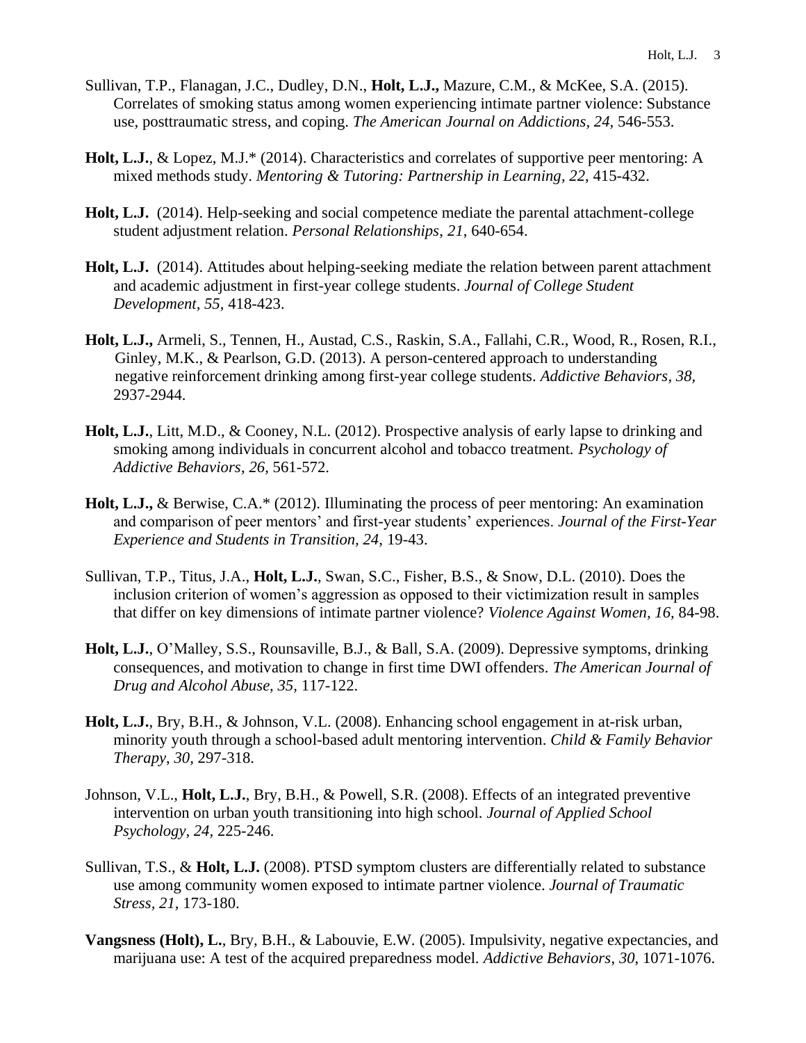Sullivan, T.P., Flanagan, J.C., Dudley, D.N., **Holt, L.J.,** Mazure, C.M., & McKee, S.A. (2015). Correlates of smoking status among women experiencing intimate partner violence: Substance use, posttraumatic stress, and coping. *The American Journal on Addictions, 24,* 546-553.

**Holt, L.J.**, & Lopez, M.J.* (2014). Characteristics and correlates of supportive peer mentoring: A mixed methods study. *Mentoring & Tutoring: Partnership in Learning*, *22*, 415-432.

**Holt, L.J.** (2014). Help-seeking and social competence mediate the parental attachment-college student adjustment relation. *Personal Relationships*, *21*, 640-654.

**Holt, L.J.** (2014). Attitudes about helping-seeking mediate the relation between parent attachment and academic adjustment in first-year college students. *Journal of College Student Development*, *55*, 418-423.

**Holt, L.J.,** Armeli, S., Tennen, H., Austad, C.S., Raskin, S.A., Fallahi, C.R., Wood, R., Rosen, R.I., Ginley, M.K., & Pearlson, G.D. (2013). A person-centered approach to understanding negative reinforcement drinking among first-year college students. *Addictive Behaviors*, *38,* 2937-2944.

**Holt, L.J.**, Litt, M.D., & Cooney, N.L. (2012). Prospective analysis of early lapse to drinking and smoking among individuals in concurrent alcohol and tobacco treatment. *Psychology of Addictive Behaviors*, *26,* 561-572.

**Holt, L.J.,** & Berwise, C.A.* (2012). Illuminating the process of peer mentoring: An examination and comparison of peer mentors' and first-year students' experiences. *Journal of the First-Year Experience and Students in Transition, 24,* 19-43.

Sullivan, T.P., Titus, J.A., **Holt, L.J.**, Swan, S.C., Fisher, B.S., & Snow, D.L. (2010). Does the inclusion criterion of women's aggression as opposed to their victimization result in samples that differ on key dimensions of intimate partner violence? *Violence Against Women, 16,* 84-98.

**Holt, L.J.**, O'Malley, S.S., Rounsaville, B.J., & Ball, S.A. (2009). Depressive symptoms, drinking consequences, and motivation to change in first time DWI offenders. *The American Journal of Drug and Alcohol Abuse, 35*, 117-122.

**Holt, L.J.**, Bry, B.H., & Johnson, V.L. (2008). Enhancing school engagement in at-risk urban, minority youth through a school-based adult mentoring intervention. *Child & Family Behavior Therapy*, *30,* 297-318.

Johnson, V.L., **Holt, L.J.**, Bry, B.H., & Powell, S.R. (2008). Effects of an integrated preventive intervention on urban youth transitioning into high school. *Journal of Applied School Psychology*, *24,* 225-246.

Sullivan, T.S., & **Holt, L.J.** (2008). PTSD symptom clusters are differentially related to substance use among community women exposed to intimate partner violence. *Journal of Traumatic Stress, 21,* 173-180.

**Vangsness (Holt), L.**, Bry, B.H., & Labouvie, E.W. (2005). Impulsivity, negative expectancies, and marijuana use: A test of the acquired preparedness model. *Addictive Behaviors, 30*, 1071-1076.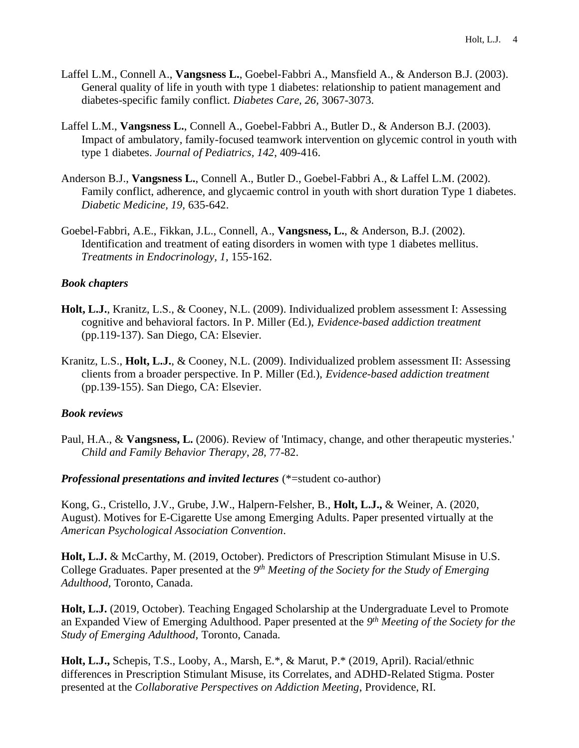Laffel L.M., Connell A., **Vangsness L.**, Goebel-Fabbri A., Mansfield A., & Anderson B.J. (2003). General quality of life in youth with type 1 diabetes: relationship to patient management and diabetes-specific family conflict. *Diabetes Care, 26*, 3067-3073.

Laffel L.M., **Vangsness L.**, Connell A., Goebel-Fabbri A., Butler D., & Anderson B.J. (2003). Impact of ambulatory, family-focused teamwork intervention on glycemic control in youth with type 1 diabetes. *Journal of Pediatrics*, *142*, 409-416.

Anderson B.J., **Vangsness L.**, Connell A., Butler D., Goebel-Fabbri A., & Laffel L.M. (2002). Family conflict, adherence, and glycaemic control in youth with short duration Type 1 diabetes. *Diabetic Medicine, 19*, 635-642.

Goebel-Fabbri, A.E., Fikkan, J.L., Connell, A., **Vangsness, L.**, & Anderson, B.J. (2002). Identification and treatment of eating disorders in women with type 1 diabetes mellitus. *Treatments in Endocrinology, 1*, 155-162.

### *Book chapters*

**Holt, L.J.**, Kranitz, L.S., & Cooney, N.L. (2009). Individualized problem assessment I: Assessing cognitive and behavioral factors. In P. Miller (Ed.), *Evidence-based addiction treatment* (pp.119-137). San Diego, CA: Elsevier.

Kranitz, L.S., **Holt, L.J.**, & Cooney, N.L. (2009). Individualized problem assessment II: Assessing clients from a broader perspective. In P. Miller (Ed.), *Evidence-based addiction treatment* (pp.139-155). San Diego, CA: Elsevier.

### *Book reviews*

Paul, H.A., & **Vangsness, L.** (2006). Review of 'Intimacy, change, and other therapeutic mysteries.' *Child and Family Behavior Therapy*, *28*, 77-82.

### *Professional presentations and invited lectures* (*=student co-author)

Kong, G., Cristello, J.V., Grube, J.W., Halpern-Felsher, B., **Holt, L.J.,** & Weiner, A. (2020, August). Motives for E-Cigarette Use among Emerging Adults. Paper presented virtually at the *American Psychological Association Convention*.

**Holt, L.J.** & McCarthy, M. (2019, October). Predictors of Prescription Stimulant Misuse in U.S. College Graduates. Paper presented at the *9th Meeting of the Society for the Study of Emerging Adulthood,* Toronto, Canada.

**Holt, L.J.** (2019, October). Teaching Engaged Scholarship at the Undergraduate Level to Promote an Expanded View of Emerging Adulthood. Paper presented at the *9th Meeting of the Society for the Study of Emerging Adulthood*, Toronto, Canada.

**Holt, L.J.,** Schepis, T.S., Looby, A., Marsh, E.*, & Marut, P.* (2019, April). Racial/ethnic differences in Prescription Stimulant Misuse, its Correlates, and ADHD-Related Stigma. Poster presented at the *Collaborative Perspectives on Addiction Meeting*, Providence, RI.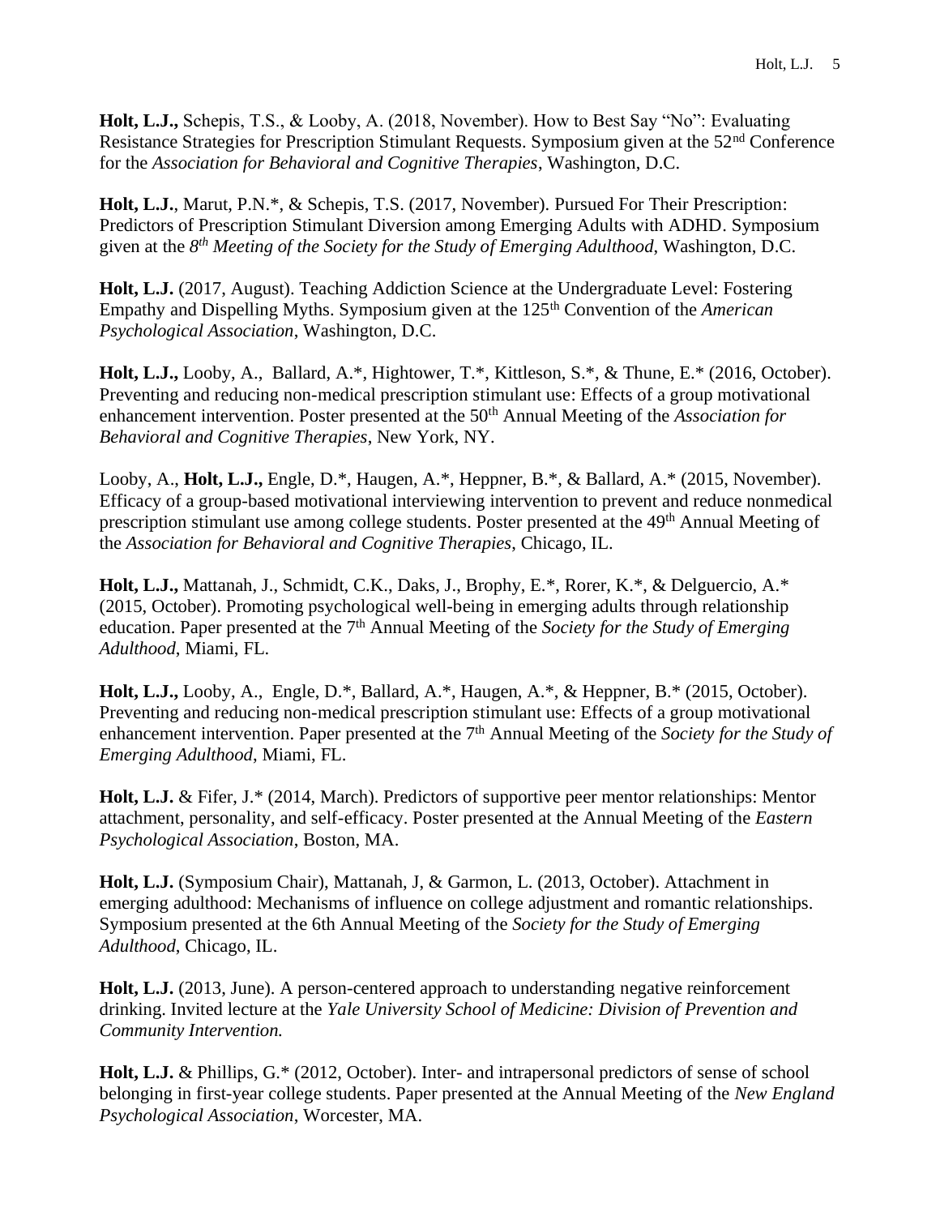**Holt, L.J.,** Schepis, T.S., & Looby, A. (2018, November). How to Best Say "No": Evaluating Resistance Strategies for Prescription Stimulant Requests. Symposium given at the 52nd Conference for the *Association for Behavioral and Cognitive Therapies*, Washington, D.C.

**Holt, L.J.**, Marut, P.N.*, & Schepis, T.S. (2017, November). Pursued For Their Prescription: Predictors of Prescription Stimulant Diversion among Emerging Adults with ADHD. Symposium given at the *8th Meeting of the Society for the Study of Emerging Adulthood*, Washington, D.C.

**Holt, L.J.** (2017, August). Teaching Addiction Science at the Undergraduate Level: Fostering Empathy and Dispelling Myths. Symposium given at the 125th Convention of the *American Psychological Association*, Washington, D.C.

**Holt, L.J.,** Looby, A., Ballard, A.*, Hightower, T.*, Kittleson, S.*, & Thune, E.* (2016, October). Preventing and reducing non-medical prescription stimulant use: Effects of a group motivational enhancement intervention. Poster presented at the 50th Annual Meeting of the *Association for Behavioral and Cognitive Therapies*, New York, NY.

Looby, A., **Holt, L.J.,** Engle, D.*, Haugen, A.*, Heppner, B.*, & Ballard, A.* (2015, November). Efficacy of a group-based motivational interviewing intervention to prevent and reduce nonmedical prescription stimulant use among college students. Poster presented at the 49th Annual Meeting of the *Association for Behavioral and Cognitive Therapies*, Chicago, IL.

**Holt, L.J.,** Mattanah, J., Schmidt, C.K., Daks, J., Brophy, E.*, Rorer, K.*, & Delguercio, A.* (2015, October). Promoting psychological well-being in emerging adults through relationship education. Paper presented at the 7th Annual Meeting of the *Society for the Study of Emerging Adulthood*, Miami, FL.

**Holt, L.J.,** Looby, A., Engle, D.*, Ballard, A.*, Haugen, A.*, & Heppner, B.* (2015, October). Preventing and reducing non-medical prescription stimulant use: Effects of a group motivational enhancement intervention. Paper presented at the 7th Annual Meeting of the *Society for the Study of Emerging Adulthood*, Miami, FL.

**Holt, L.J.** & Fifer, J.* (2014, March). Predictors of supportive peer mentor relationships: Mentor attachment, personality, and self-efficacy. Poster presented at the Annual Meeting of the *Eastern Psychological Association*, Boston, MA.

**Holt, L.J.** (Symposium Chair), Mattanah, J, & Garmon, L. (2013, October). Attachment in emerging adulthood: Mechanisms of influence on college adjustment and romantic relationships. Symposium presented at the 6th Annual Meeting of the *Society for the Study of Emerging Adulthood*, Chicago, IL.

**Holt, L.J.** (2013, June). A person-centered approach to understanding negative reinforcement drinking. Invited lecture at the *Yale University School of Medicine: Division of Prevention and Community Intervention.*

**Holt, L.J.** & Phillips, G.* (2012, October). Inter- and intrapersonal predictors of sense of school belonging in first-year college students. Paper presented at the Annual Meeting of the *New England Psychological Association*, Worcester, MA.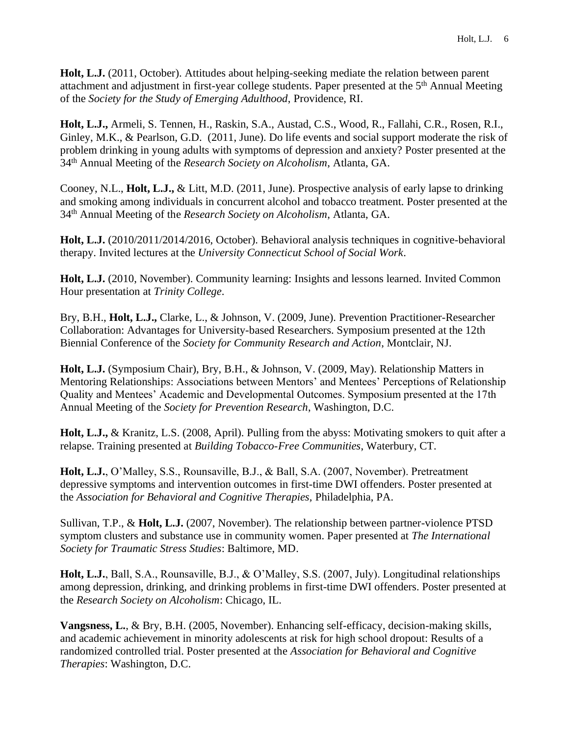**Holt, L.J.** (2011, October). Attitudes about helping-seeking mediate the relation between parent attachment and adjustment in first-year college students. Paper presented at the 5th Annual Meeting of the *Society for the Study of Emerging Adulthood*, Providence, RI.

**Holt, L.J.,** Armeli, S. Tennen, H., Raskin, S.A., Austad, C.S., Wood, R., Fallahi, C.R., Rosen, R.I., Ginley, M.K., & Pearlson, G.D. (2011, June). Do life events and social support moderate the risk of problem drinking in young adults with symptoms of depression and anxiety? Poster presented at the 34th Annual Meeting of the *Research Society on Alcoholism*, Atlanta, GA.

Cooney, N.L., **Holt, L.J.,** & Litt, M.D. (2011, June). Prospective analysis of early lapse to drinking and smoking among individuals in concurrent alcohol and tobacco treatment. Poster presented at the 34th Annual Meeting of the *Research Society on Alcoholism*, Atlanta, GA.

**Holt, L.J.** (2010/2011/2014/2016, October). Behavioral analysis techniques in cognitive-behavioral therapy. Invited lectures at the *University Connecticut School of Social Work*.

**Holt, L.J.** (2010, November). Community learning: Insights and lessons learned. Invited Common Hour presentation at *Trinity College*.

Bry, B.H., **Holt, L.J.,** Clarke, L., & Johnson, V. (2009, June). Prevention Practitioner-Researcher Collaboration: Advantages for University-based Researchers. Symposium presented at the 12th Biennial Conference of the *Society for Community Research and Action*, Montclair, NJ.

**Holt, L.J.** (Symposium Chair), Bry, B.H., & Johnson, V. (2009, May). Relationship Matters in Mentoring Relationships: Associations between Mentors' and Mentees' Perceptions of Relationship Quality and Mentees' Academic and Developmental Outcomes. Symposium presented at the 17th Annual Meeting of the *Society for Prevention Research*, Washington, D.C.

**Holt, L.J.,** & Kranitz, L.S. (2008, April). Pulling from the abyss: Motivating smokers to quit after a relapse. Training presented at *Building Tobacco-Free Communities*, Waterbury, CT.

**Holt, L.J.**, O'Malley, S.S., Rounsaville, B.J., & Ball, S.A. (2007, November). Pretreatment depressive symptoms and intervention outcomes in first-time DWI offenders. Poster presented at the *Association for Behavioral and Cognitive Therapies*, Philadelphia, PA.

Sullivan, T.P., & **Holt, L.J.** (2007, November). The relationship between partner-violence PTSD symptom clusters and substance use in community women. Paper presented at *The International Society for Traumatic Stress Studies*: Baltimore, MD.

**Holt, L.J.**, Ball, S.A., Rounsaville, B.J., & O'Malley, S.S. (2007, July). Longitudinal relationships among depression, drinking, and drinking problems in first-time DWI offenders. Poster presented at the *Research Society on Alcoholism*: Chicago, IL.

**Vangsness, L.**, & Bry, B.H. (2005, November). Enhancing self-efficacy, decision-making skills, and academic achievement in minority adolescents at risk for high school dropout: Results of a randomized controlled trial. Poster presented at the *Association for Behavioral and Cognitive Therapies*: Washington, D.C.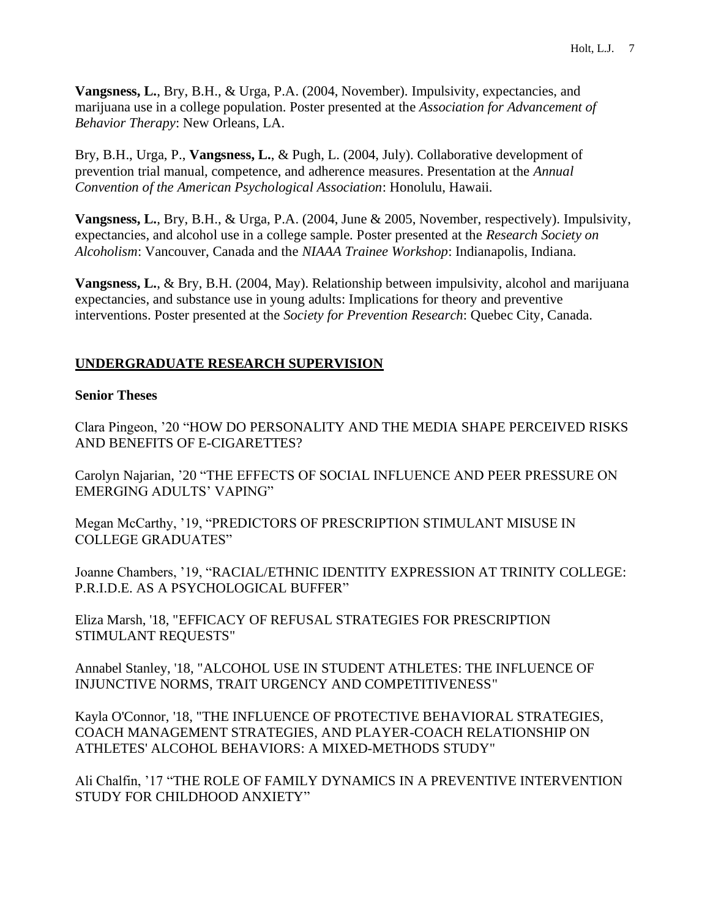**Vangsness, L.**, Bry, B.H., & Urga, P.A. (2004, November). Impulsivity, expectancies, and marijuana use in a college population. Poster presented at the *Association for Advancement of Behavior Therapy*: New Orleans, LA.

Bry, B.H., Urga, P., **Vangsness, L.**, & Pugh, L. (2004, July). Collaborative development of prevention trial manual, competence, and adherence measures. Presentation at the *Annual Convention of the American Psychological Association*: Honolulu, Hawaii.

**Vangsness, L.**, Bry, B.H., & Urga, P.A. (2004, June & 2005, November, respectively). Impulsivity, expectancies, and alcohol use in a college sample. Poster presented at the *Research Society on Alcoholism*: Vancouver, Canada and the *NIAAA Trainee Workshop*: Indianapolis, Indiana.

**Vangsness, L.**, & Bry, B.H (2004, May). Relationship between impulsivity, alcohol and marijuana expectancies, and substance use in young adults: Implications for theory and preventive interventions. Poster presented at the *Society for Prevention Research*: Quebec City, Canada.

## UNDERGRADUATE RESEARCH SUPERVISION

### Senior Theses

Clara Pingeon, '20 "HOW DO PERSONALITY AND THE MEDIA SHAPE PERCEIVED RISKS AND BENEFITS OF E-CIGARETTES?

Carolyn Najarian, '20 "THE EFFECTS OF SOCIAL INFLUENCE AND PEER PRESSURE ON EMERGING ADULTS' VAPING"

Megan McCarthy, '19, "PREDICTORS OF PRESCRIPTION STIMULANT MISUSE IN COLLEGE GRADUATES"

Joanne Chambers, '19, "RACIAL/ETHNIC IDENTITY EXPRESSION AT TRINITY COLLEGE: P.R.I.D.E. AS A PSYCHOLOGICAL BUFFER"

Eliza Marsh, '18, "EFFICACY OF REFUSAL STRATEGIES FOR PRESCRIPTION STIMULANT REQUESTS"

Annabel Stanley, '18, "ALCOHOL USE IN STUDENT ATHLETES: THE INFLUENCE OF INJUNCTIVE NORMS, TRAIT URGENCY AND COMPETITIVENESS"

Kayla O'Connor, '18, "THE INFLUENCE OF PROTECTIVE BEHAVIORAL STRATEGIES, COACH MANAGEMENT STRATEGIES, AND PLAYER-COACH RELATIONSHIP ON ATHLETES' ALCOHOL BEHAVIORS: A MIXED-METHODS STUDY"

Ali Chalfin, '17 "THE ROLE OF FAMILY DYNAMICS IN A PREVENTIVE INTERVENTION STUDY FOR CHILDHOOD ANXIETY"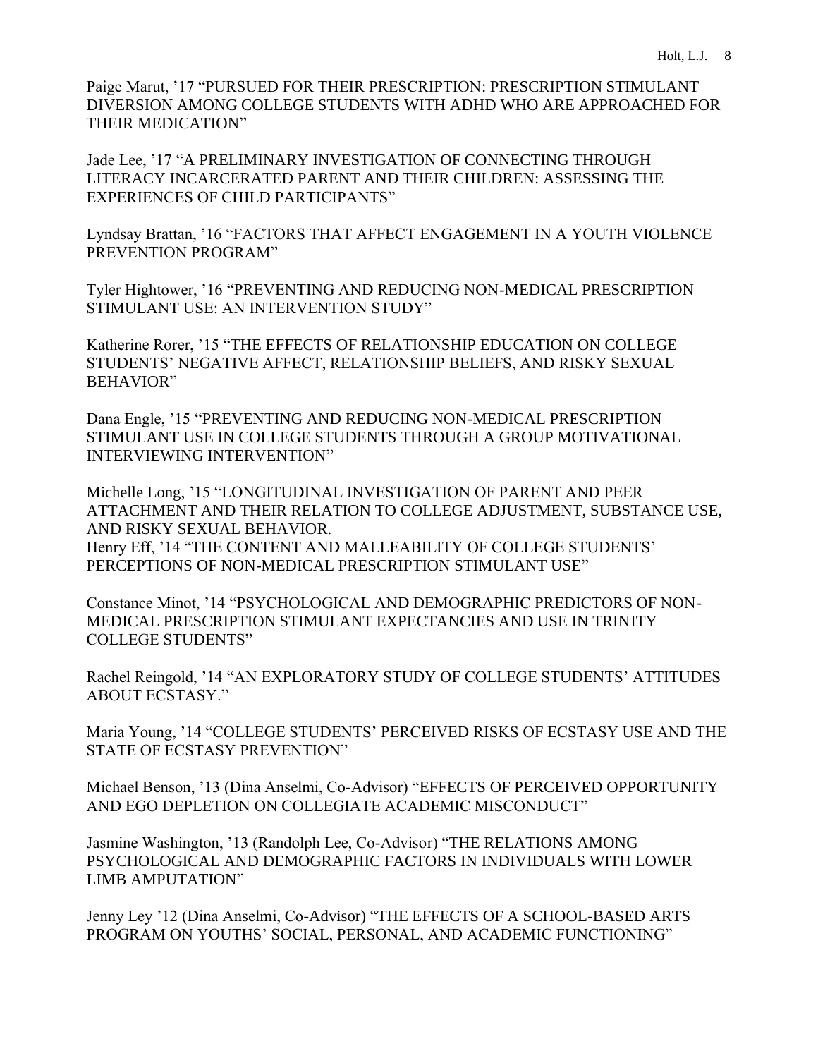Paige Marut, '17 "PURSUED FOR THEIR PRESCRIPTION: PRESCRIPTION STIMULANT DIVERSION AMONG COLLEGE STUDENTS WITH ADHD WHO ARE APPROACHED FOR THEIR MEDICATION"

Jade Lee, '17 "A PRELIMINARY INVESTIGATION OF CONNECTING THROUGH LITERACY INCARCERATED PARENT AND THEIR CHILDREN: ASSESSING THE EXPERIENCES OF CHILD PARTICIPANTS"

Lyndsay Brattan, '16 "FACTORS THAT AFFECT ENGAGEMENT IN A YOUTH VIOLENCE PREVENTION PROGRAM"

Tyler Hightower, '16 "PREVENTING AND REDUCING NON-MEDICAL PRESCRIPTION STIMULANT USE: AN INTERVENTION STUDY"

Katherine Rorer, '15 "THE EFFECTS OF RELATIONSHIP EDUCATION ON COLLEGE STUDENTS' NEGATIVE AFFECT, RELATIONSHIP BELIEFS, AND RISKY SEXUAL BEHAVIOR"

Dana Engle, '15 "PREVENTING AND REDUCING NON-MEDICAL PRESCRIPTION STIMULANT USE IN COLLEGE STUDENTS THROUGH A GROUP MOTIVATIONAL INTERVIEWING INTERVENTION"

Michelle Long, '15 "LONGITUDINAL INVESTIGATION OF PARENT AND PEER ATTACHMENT AND THEIR RELATION TO COLLEGE ADJUSTMENT, SUBSTANCE USE, AND RISKY SEXUAL BEHAVIOR.

Henry Eff, '14 "THE CONTENT AND MALLEABILITY OF COLLEGE STUDENTS' PERCEPTIONS OF NON-MEDICAL PRESCRIPTION STIMULANT USE"

Constance Minot, '14 "PSYCHOLOGICAL AND DEMOGRAPHIC PREDICTORS OF NON-MEDICAL PRESCRIPTION STIMULANT EXPECTANCIES AND USE IN TRINITY COLLEGE STUDENTS"

Rachel Reingold, '14 "AN EXPLORATORY STUDY OF COLLEGE STUDENTS' ATTITUDES ABOUT ECSTASY."

Maria Young, '14 "COLLEGE STUDENTS' PERCEIVED RISKS OF ECSTASY USE AND THE STATE OF ECSTASY PREVENTION"

Michael Benson, '13 (Dina Anselmi, Co-Advisor) "EFFECTS OF PERCEIVED OPPORTUNITY AND EGO DEPLETION ON COLLEGIATE ACADEMIC MISCONDUCT"

Jasmine Washington, '13 (Randolph Lee, Co-Advisor) "THE RELATIONS AMONG PSYCHOLOGICAL AND DEMOGRAPHIC FACTORS IN INDIVIDUALS WITH LOWER LIMB AMPUTATION"

Jenny Ley '12 (Dina Anselmi, Co-Advisor) "THE EFFECTS OF A SCHOOL-BASED ARTS PROGRAM ON YOUTHS' SOCIAL, PERSONAL, AND ACADEMIC FUNCTIONING"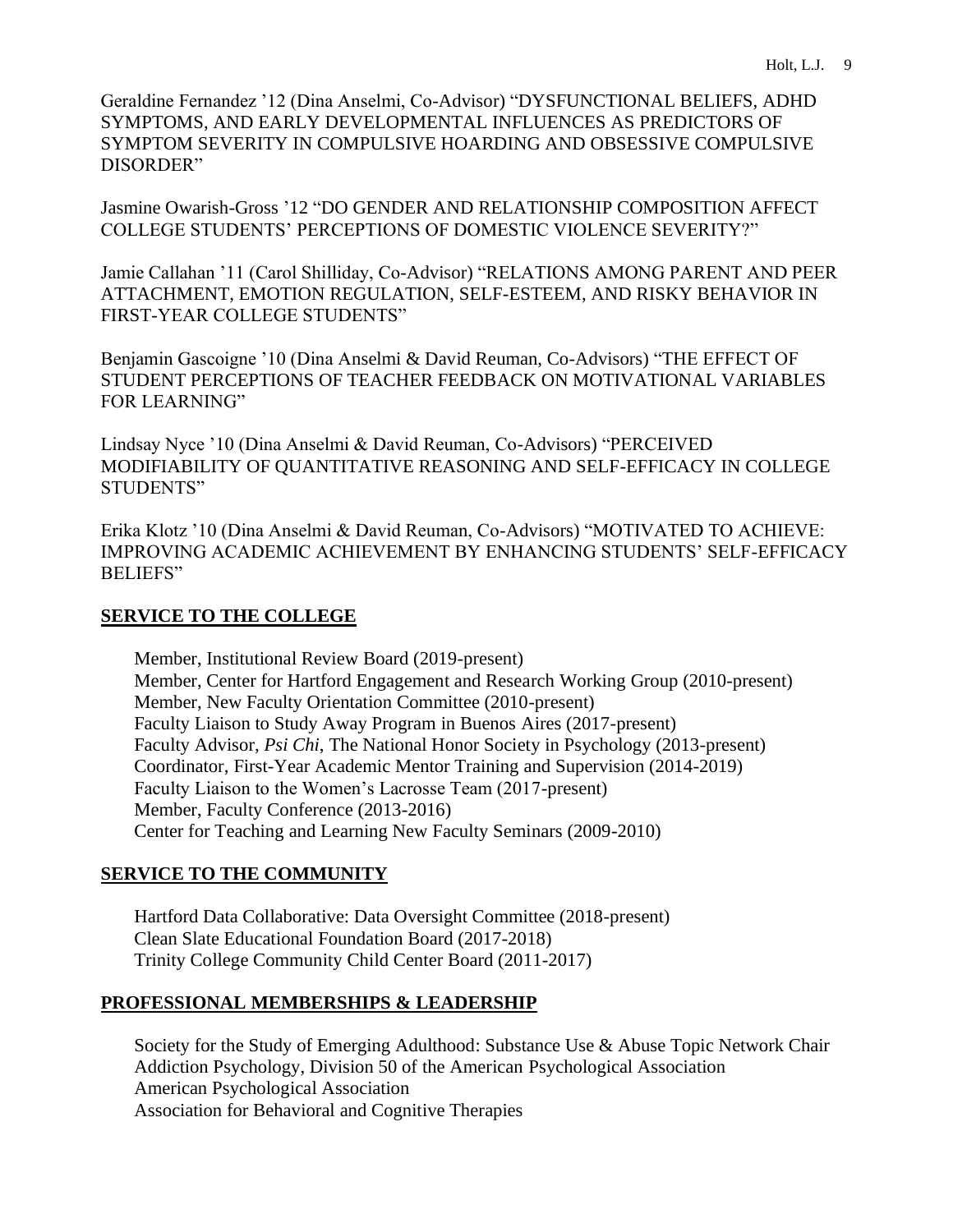Geraldine Fernandez ’12 (Dina Anselmi, Co-Advisor) “DYSFUNCTIONAL BELIEFS, ADHD SYMPTOMS, AND EARLY DEVELOPMENTAL INFLUENCES AS PREDICTORS OF SYMPTOM SEVERITY IN COMPULSIVE HOARDING AND OBSESSIVE COMPULSIVE DISORDER”

Jasmine Owarish-Gross ’12 “DO GENDER AND RELATIONSHIP COMPOSITION AFFECT COLLEGE STUDENTS’ PERCEPTIONS OF DOMESTIC VIOLENCE SEVERITY?”

Jamie Callahan ’11 (Carol Shilliday, Co-Advisor) “RELATIONS AMONG PARENT AND PEER ATTACHMENT, EMOTION REGULATION, SELF-ESTEEM, AND RISKY BEHAVIOR IN FIRST-YEAR COLLEGE STUDENTS”

Benjamin Gascoigne ’10 (Dina Anselmi & David Reuman, Co-Advisors) “THE EFFECT OF STUDENT PERCEPTIONS OF TEACHER FEEDBACK ON MOTIVATIONAL VARIABLES FOR LEARNING”

Lindsay Nyce ’10 (Dina Anselmi & David Reuman, Co-Advisors) “PERCEIVED MODIFIABILITY OF QUANTITATIVE REASONING AND SELF-EFFICACY IN COLLEGE STUDENTS”

Erika Klotz ’10 (Dina Anselmi & David Reuman, Co-Advisors) “MOTIVATED TO ACHIEVE: IMPROVING ACADEMIC ACHIEVEMENT BY ENHANCING STUDENTS’ SELF-EFFICACY BELIEFS”

## SERVICE TO THE COLLEGE

Member, Institutional Review Board (2019-present)
Member, Center for Hartford Engagement and Research Working Group (2010-present)
Member, New Faculty Orientation Committee (2010-present)
Faculty Liaison to Study Away Program in Buenos Aires (2017-present)
Faculty Advisor, *Psi Chi*, The National Honor Society in Psychology (2013-present)
Coordinator, First-Year Academic Mentor Training and Supervision (2014-2019)
Faculty Liaison to the Women’s Lacrosse Team (2017-present)
Member, Faculty Conference (2013-2016)
Center for Teaching and Learning New Faculty Seminars (2009-2010)

## SERVICE TO THE COMMUNITY

Hartford Data Collaborative: Data Oversight Committee (2018-present)
Clean Slate Educational Foundation Board (2017-2018)
Trinity College Community Child Center Board (2011-2017)

## PROFESSIONAL MEMBERSHIPS & LEADERSHIP

Society for the Study of Emerging Adulthood: Substance Use & Abuse Topic Network Chair
Addiction Psychology, Division 50 of the American Psychological Association
American Psychological Association
Association for Behavioral and Cognitive Therapies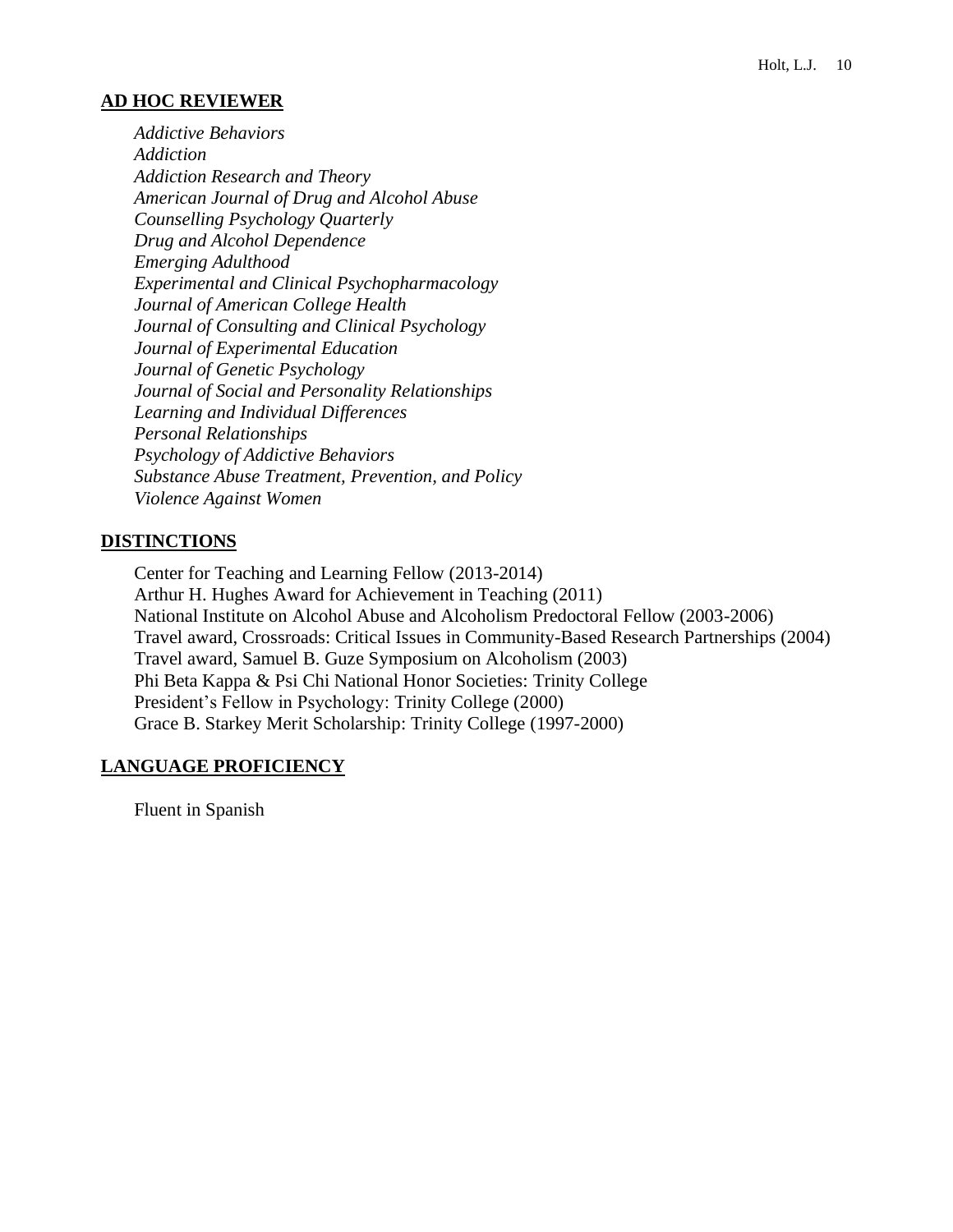## AD HOC REVIEWER

*Addictive Behaviors*
*Addiction*
*Addiction Research and Theory*
*American Journal of Drug and Alcohol Abuse*
*Counselling Psychology Quarterly*
*Drug and Alcohol Dependence*
*Emerging Adulthood*
*Experimental and Clinical Psychopharmacology*
*Journal of American College Health*
*Journal of Consulting and Clinical Psychology*
*Journal of Experimental Education*
*Journal of Genetic Psychology*
*Journal of Social and Personality Relationships*
*Learning and Individual Differences*
*Personal Relationships*
*Psychology of Addictive Behaviors*
*Substance Abuse Treatment, Prevention, and Policy*
*Violence Against Women*

## DISTINCTIONS

Center for Teaching and Learning Fellow (2013-2014)
Arthur H. Hughes Award for Achievement in Teaching (2011)
National Institute on Alcohol Abuse and Alcoholism Predoctoral Fellow (2003-2006)
Travel award, Crossroads: Critical Issues in Community-Based Research Partnerships (2004)
Travel award, Samuel B. Guze Symposium on Alcoholism (2003)
Phi Beta Kappa & Psi Chi National Honor Societies: Trinity College
President's Fellow in Psychology: Trinity College (2000)
Grace B. Starkey Merit Scholarship: Trinity College (1997-2000)

## LANGUAGE PROFICIENCY

Fluent in Spanish